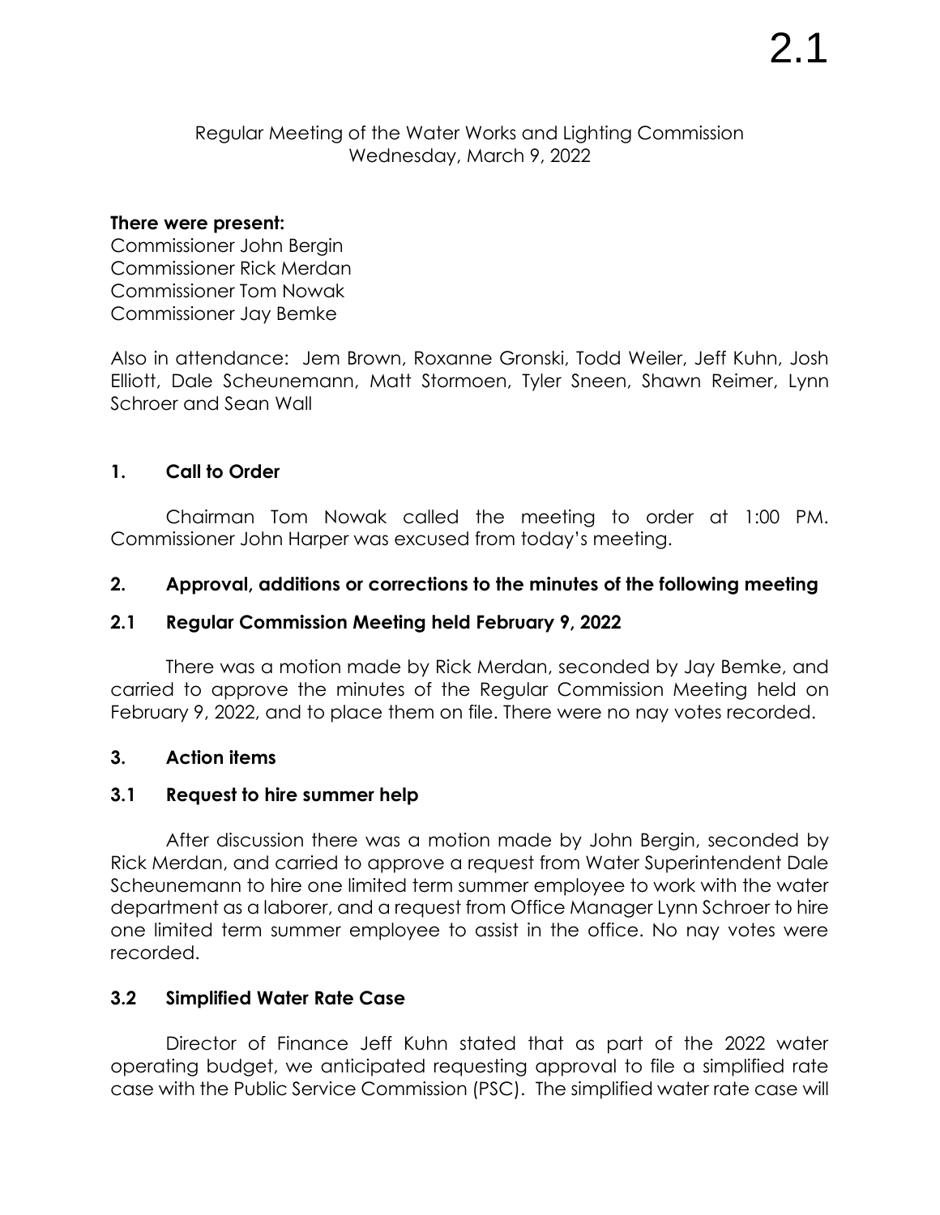Regular Meeting of the Water Works and Lighting Commission
Wednesday, March 9, 2022

**There were present:**
Commissioner John Bergin
Commissioner Rick Merdan
Commissioner Tom Nowak
Commissioner Jay Bemke

Also in attendance: Jem Brown, Roxanne Gronski, Todd Weiler, Jeff Kuhn, Josh Elliott, Dale Scheunemann, Matt Stormoen, Tyler Sneen, Shawn Reimer, Lynn Schroer and Sean Wall

## 1. Call to Order

Chairman Tom Nowak called the meeting to order at 1:00 PM. Commissioner John Harper was excused from today's meeting.

## 2. Approval, additions or corrections to the minutes of the following meeting

### 2.1 Regular Commission Meeting held February 9, 2022

There was a motion made by Rick Merdan, seconded by Jay Bemke, and carried to approve the minutes of the Regular Commission Meeting held on February 9, 2022, and to place them on file. There were no nay votes recorded.

## 3. Action items

### 3.1 Request to hire summer help

After discussion there was a motion made by John Bergin, seconded by Rick Merdan, and carried to approve a request from Water Superintendent Dale Scheunemann to hire one limited term summer employee to work with the water department as a laborer, and a request from Office Manager Lynn Schroer to hire one limited term summer employee to assist in the office. No nay votes were recorded.

### 3.2 Simplified Water Rate Case

Director of Finance Jeff Kuhn stated that as part of the 2022 water operating budget, we anticipated requesting approval to file a simplified rate case with the Public Service Commission (PSC). The simplified water rate case will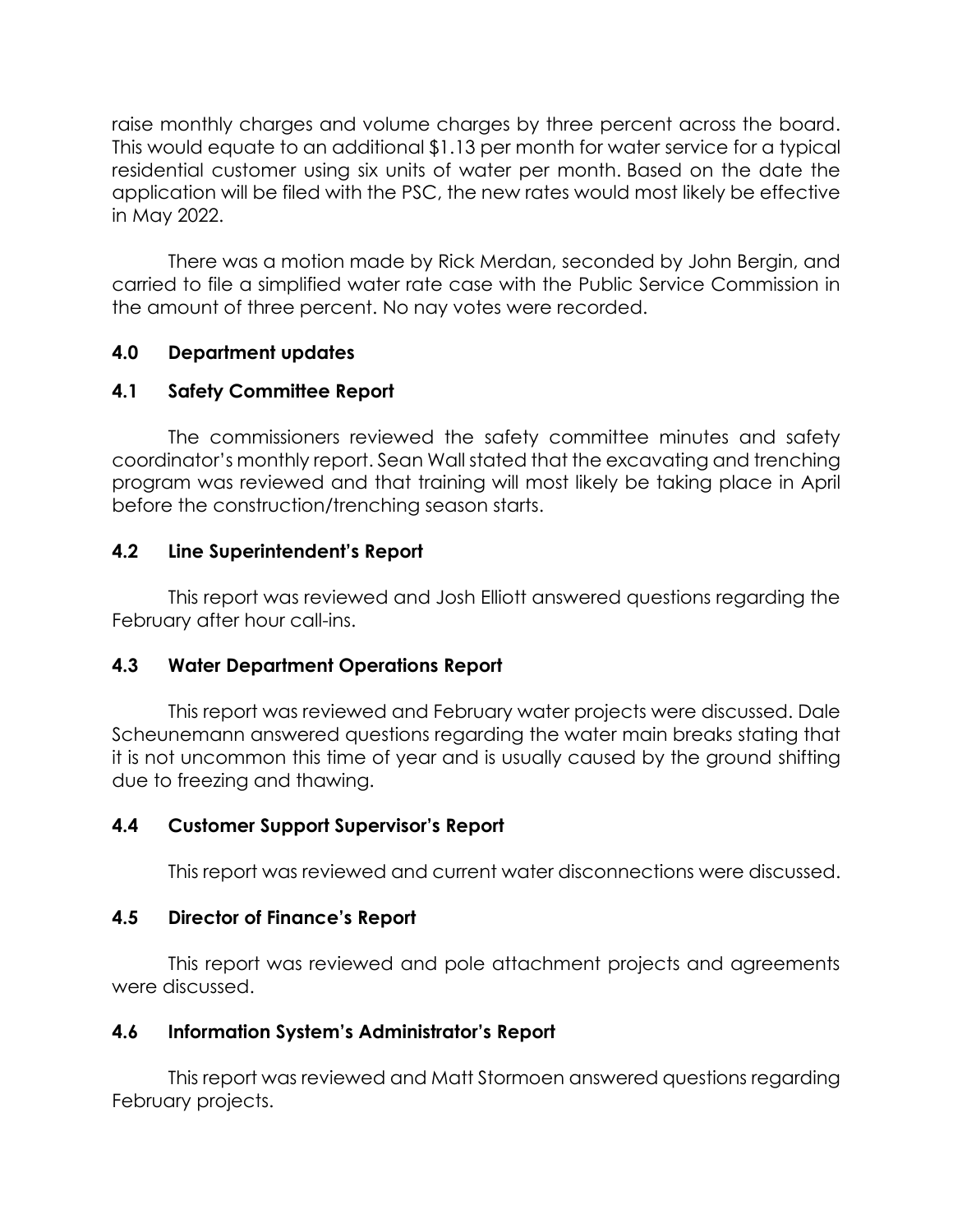raise monthly charges and volume charges by three percent across the board. This would equate to an additional $1.13 per month for water service for a typical residential customer using six units of water per month. Based on the date the application will be filed with the PSC, the new rates would most likely be effective in May 2022.

There was a motion made by Rick Merdan, seconded by John Bergin, and carried to file a simplified water rate case with the Public Service Commission in the amount of three percent. No nay votes were recorded.

## 4.0 Department updates

### 4.1 Safety Committee Report

The commissioners reviewed the safety committee minutes and safety coordinator's monthly report. Sean Wall stated that the excavating and trenching program was reviewed and that training will most likely be taking place in April before the construction/trenching season starts.

### 4.2 Line Superintendent's Report

This report was reviewed and Josh Elliott answered questions regarding the February after hour call-ins.

### 4.3 Water Department Operations Report

This report was reviewed and February water projects were discussed. Dale Scheunemann answered questions regarding the water main breaks stating that it is not uncommon this time of year and is usually caused by the ground shifting due to freezing and thawing.

### 4.4 Customer Support Supervisor's Report

This report was reviewed and current water disconnections were discussed.

### 4.5 Director of Finance's Report

This report was reviewed and pole attachment projects and agreements were discussed.

### 4.6 Information System's Administrator's Report

This report was reviewed and Matt Stormoen answered questions regarding February projects.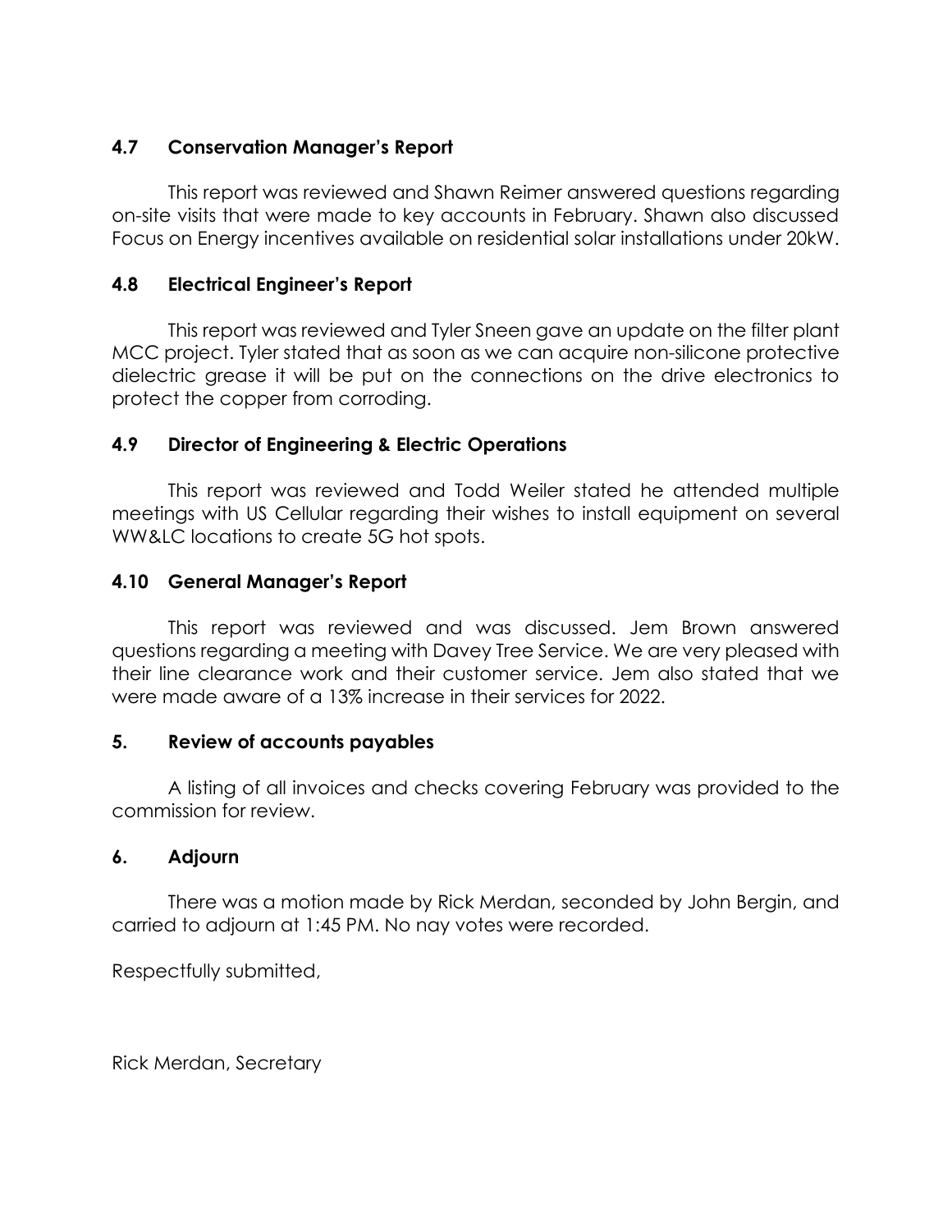### 4.7 Conservation Manager's Report

This report was reviewed and Shawn Reimer answered questions regarding on-site visits that were made to key accounts in February. Shawn also discussed Focus on Energy incentives available on residential solar installations under 20kW.

### 4.8 Electrical Engineer's Report

This report was reviewed and Tyler Sneen gave an update on the filter plant MCC project. Tyler stated that as soon as we can acquire non-silicone protective dielectric grease it will be put on the connections on the drive electronics to protect the copper from corroding.

### 4.9 Director of Engineering & Electric Operations

This report was reviewed and Todd Weiler stated he attended multiple meetings with US Cellular regarding their wishes to install equipment on several WW&LC locations to create 5G hot spots.

### 4.10 General Manager's Report

This report was reviewed and was discussed. Jem Brown answered questions regarding a meeting with Davey Tree Service. We are very pleased with their line clearance work and their customer service. Jem also stated that we were made aware of a 13% increase in their services for 2022.

### 5. Review of accounts payables

A listing of all invoices and checks covering February was provided to the commission for review.

### 6. Adjourn

There was a motion made by Rick Merdan, seconded by John Bergin, and carried to adjourn at 1:45 PM. No nay votes were recorded.

Respectfully submitted,

Rick Merdan, Secretary